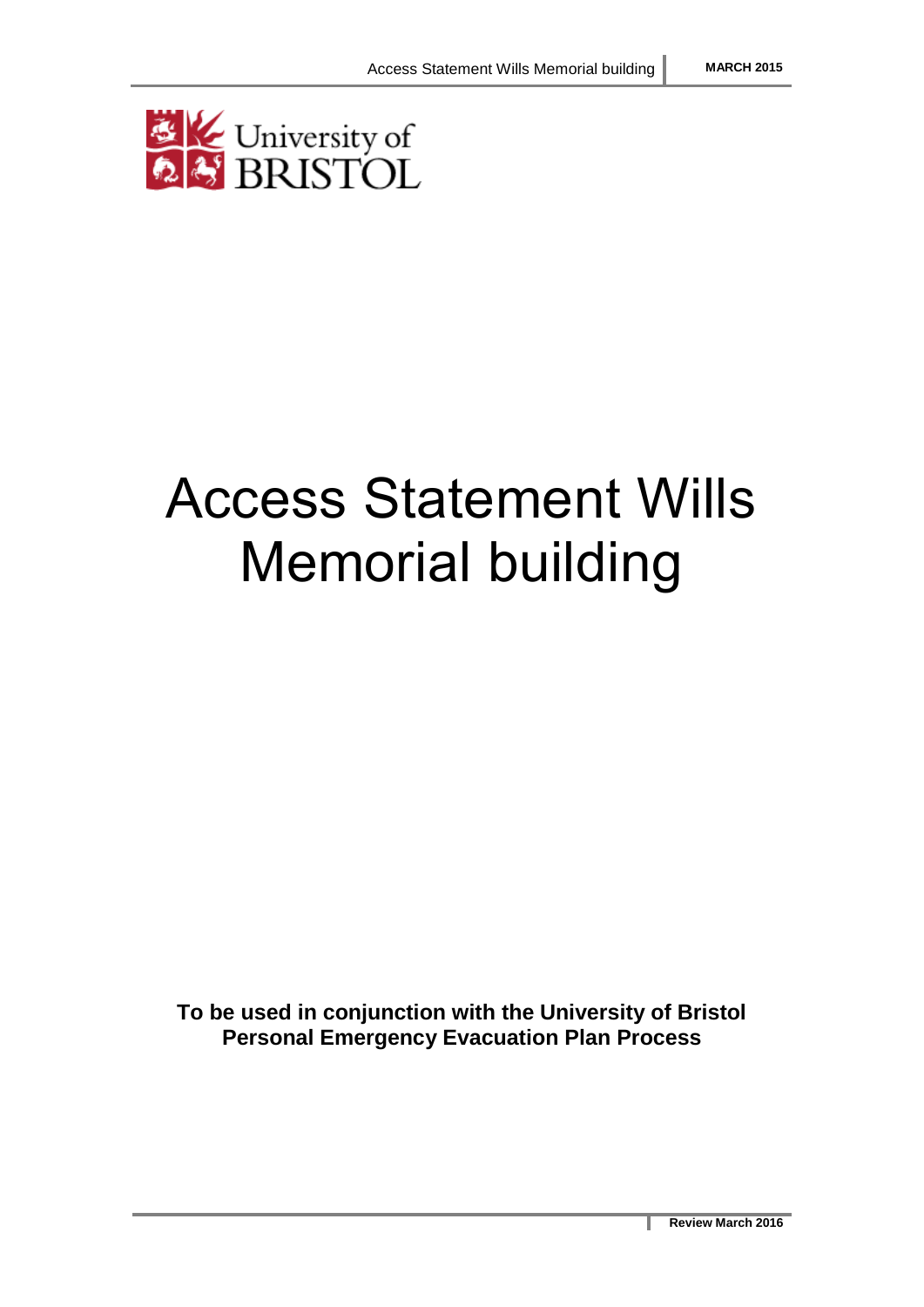# Access Statement Wills Memorial building

**To be used in conjunction with the University of Bristol Personal Emergency Evacuation Plan Process**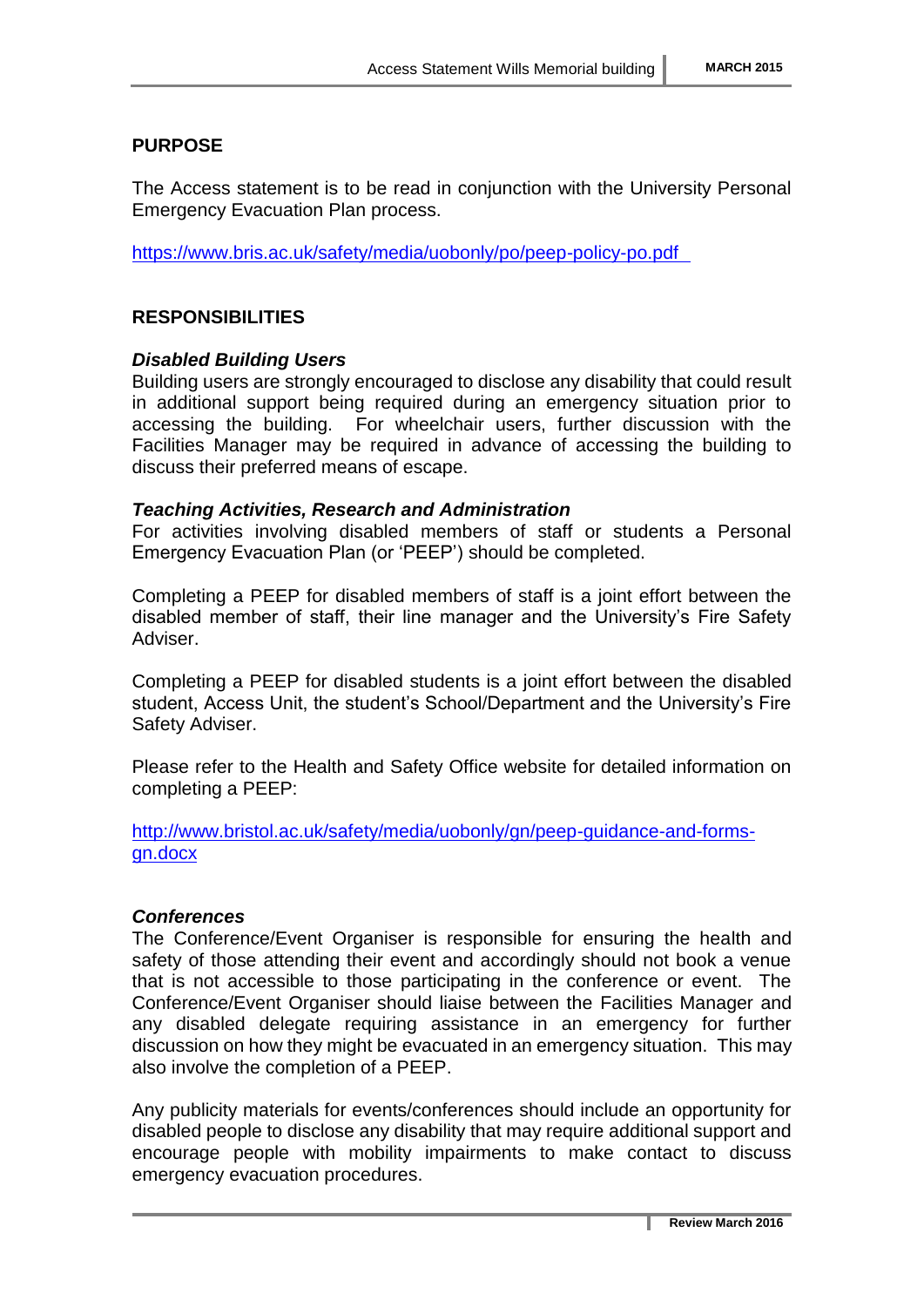## PURPOSE

The Access statement is to be read in conjunction with the University Personal Emergency Evacuation Plan process.

https://www.bris.ac.uk/safety/media/uobonly/po/peep-policy-po.pdf

## RESPONSIBILITIES

### *Disabled Building Users*

Building users are strongly encouraged to disclose any disability that could result in additional support being required during an emergency situation prior to accessing the building. For wheelchair users, further discussion with the Facilities Manager may be required in advance of accessing the building to discuss their preferred means of escape.

### *Teaching Activities, Research and Administration*

For activities involving disabled members of staff or students a Personal Emergency Evacuation Plan (or 'PEEP') should be completed.

Completing a PEEP for disabled members of staff is a joint effort between the disabled member of staff, their line manager and the University's Fire Safety Adviser.

Completing a PEEP for disabled students is a joint effort between the disabled student, Access Unit, the student's School/Department and the University's Fire Safety Adviser.

Please refer to the Health and Safety Office website for detailed information on completing a PEEP:

http://www.bristol.ac.uk/safety/media/uobonly/gn/peep-guidance-and-forms-gn.docx

### *Conferences*

The Conference/Event Organiser is responsible for ensuring the health and safety of those attending their event and accordingly should not book a venue that is not accessible to those participating in the conference or event. The Conference/Event Organiser should liaise between the Facilities Manager and any disabled delegate requiring assistance in an emergency for further discussion on how they might be evacuated in an emergency situation. This may also involve the completion of a PEEP.

Any publicity materials for events/conferences should include an opportunity for disabled people to disclose any disability that may require additional support and encourage people with mobility impairments to make contact to discuss emergency evacuation procedures.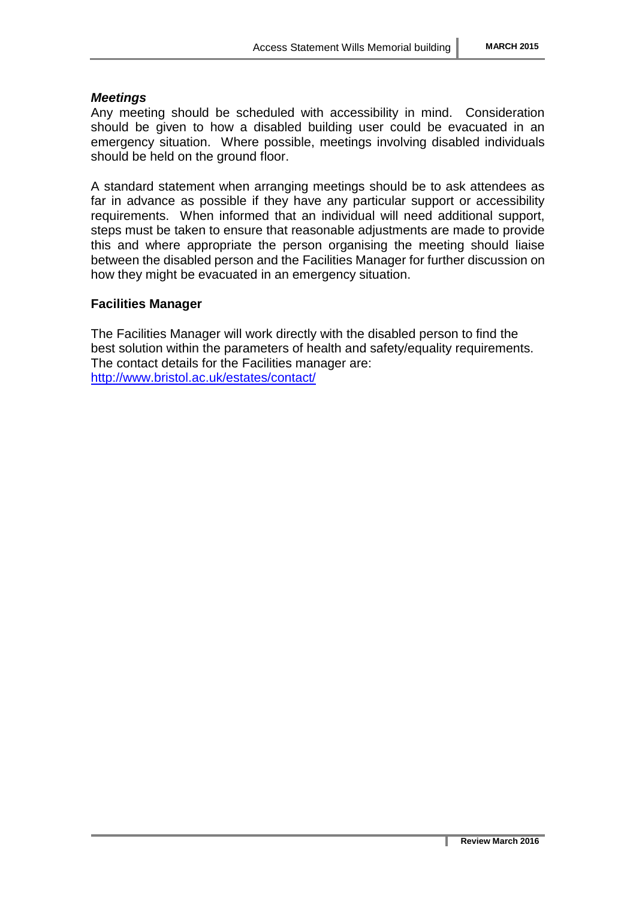### *Meetings*

Any meeting should be scheduled with accessibility in mind. Consideration should be given to how a disabled building user could be evacuated in an emergency situation. Where possible, meetings involving disabled individuals should be held on the ground floor.

A standard statement when arranging meetings should be to ask attendees as far in advance as possible if they have any particular support or accessibility requirements. When informed that an individual will need additional support, steps must be taken to ensure that reasonable adjustments are made to provide this and where appropriate the person organising the meeting should liaise between the disabled person and the Facilities Manager for further discussion on how they might be evacuated in an emergency situation.

### Facilities Manager

The Facilities Manager will work directly with the disabled person to find the best solution within the parameters of health and safety/equality requirements. The contact details for the Facilities manager are:
[http://www.bristol.ac.uk/estates/contact/](http://www.bristol.ac.uk/estates/contact/)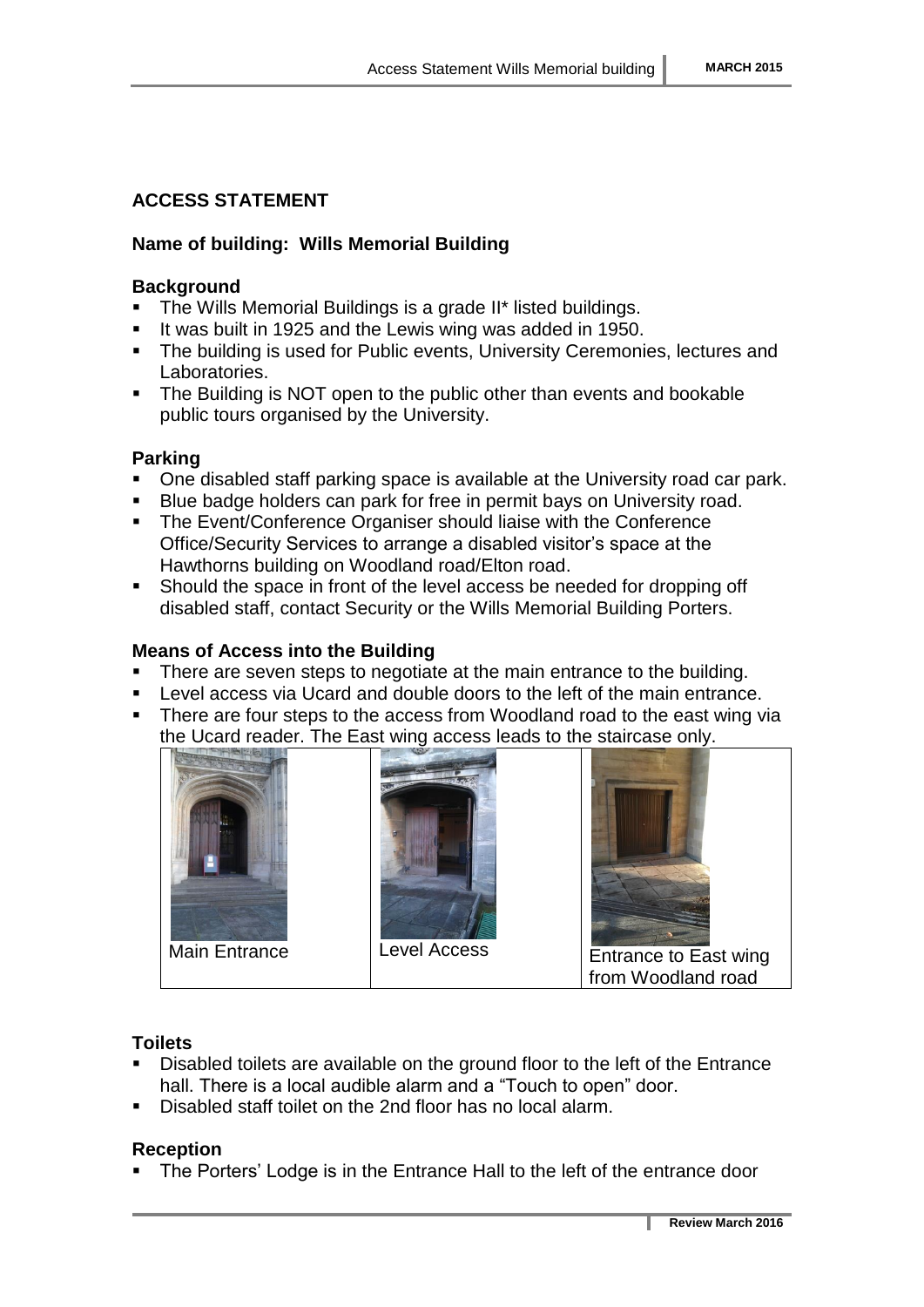## ACCESS STATEMENT

### Name of building: Wills Memorial Building

### Background

- The Wills Memorial Buildings is a grade II* listed buildings.
- It was built in 1925 and the Lewis wing was added in 1950.
- The building is used for Public events, University Ceremonies, lectures and Laboratories.
- The Building is NOT open to the public other than events and bookable public tours organised by the University.

### Parking

- One disabled staff parking space is available at the University road car park.
- Blue badge holders can park for free in permit bays on University road.
- The Event/Conference Organiser should liaise with the Conference Office/Security Services to arrange a disabled visitor's space at the Hawthorns building on Woodland road/Elton road.
- Should the space in front of the level access be needed for dropping off disabled staff, contact Security or the Wills Memorial Building Porters.

### Means of Access into the Building

- There are seven steps to negotiate at the main entrance to the building.
- Level access via Ucard and double doors to the left of the main entrance.
- There are four steps to the access from Woodland road to the east wing via the Ucard reader. The East wing access leads to the staircase only.

| Main Entrance | Level Access | Entrance to East wing from Woodland road |
| --- | --- | --- |

### Toilets

- Disabled toilets are available on the ground floor to the left of the Entrance hall. There is a local audible alarm and a "Touch to open" door.
- Disabled staff toilet on the 2nd floor has no local alarm.

### Reception

- The Porters' Lodge is in the Entrance Hall to the left of the entrance door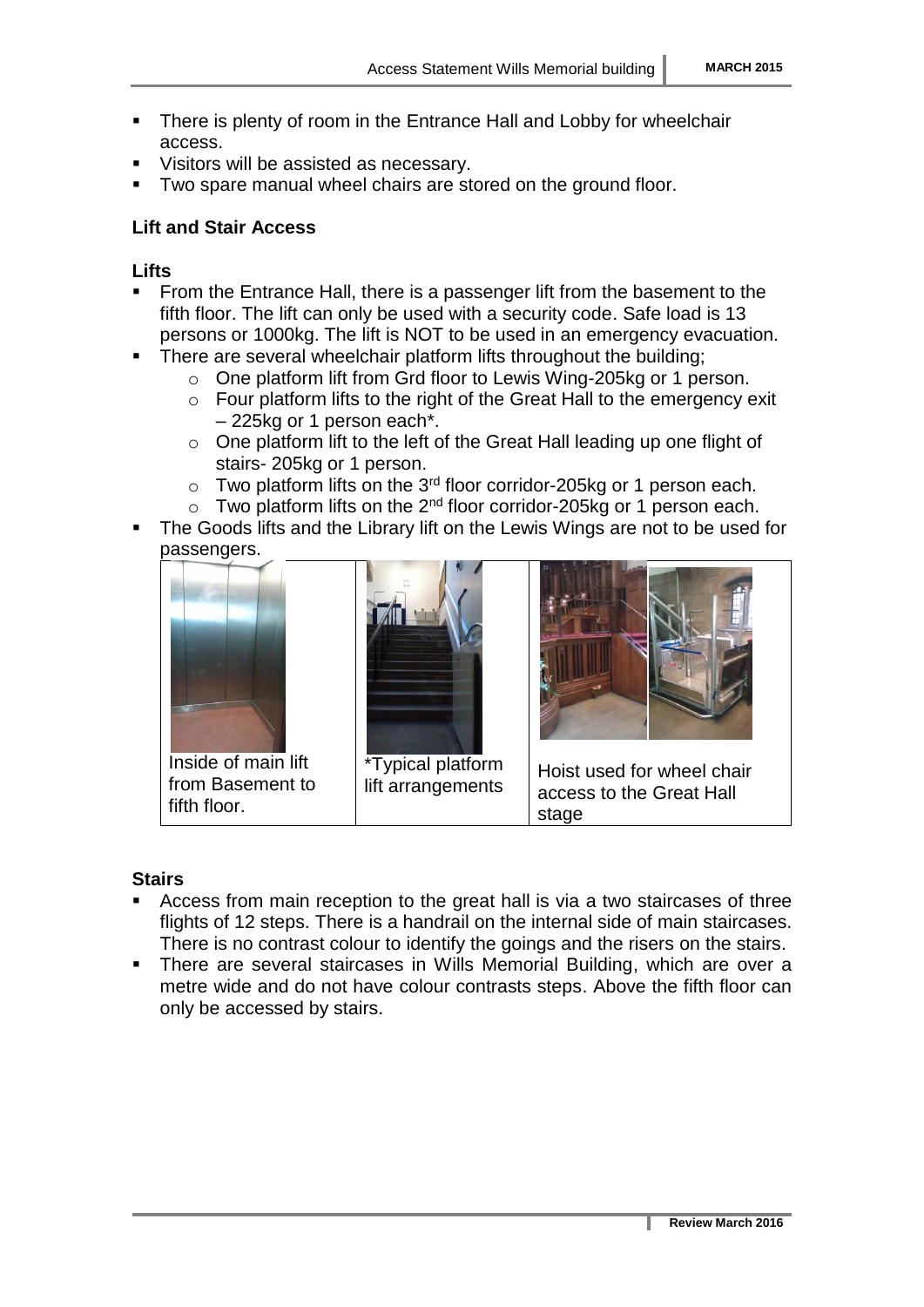- There is plenty of room in the Entrance Hall and Lobby for wheelchair access.
- Visitors will be assisted as necessary.
- Two spare manual wheel chairs are stored on the ground floor.

### Lift and Stair Access

#### Lifts

- From the Entrance Hall, there is a passenger lift from the basement to the fifth floor. The lift can only be used with a security code. Safe load is 13 persons or 1000kg. The lift is NOT to be used in an emergency evacuation.
- There are several wheelchair platform lifts throughout the building;
  - One platform lift from Grd floor to Lewis Wing-205kg or 1 person.
  - Four platform lifts to the right of the Great Hall to the emergency exit – 225kg or 1 person each*.
  - One platform lift to the left of the Great Hall leading up one flight of stairs- 205kg or 1 person.
  - Two platform lifts on the 3rd floor corridor-205kg or 1 person each.
  - Two platform lifts on the 2nd floor corridor-205kg or 1 person each.
- The Goods lifts and the Library lift on the Lewis Wings are not to be used for passengers.

| Inside of main lift from Basement to fifth floor. | *Typical platform lift arrangements | Hoist used for wheel chair access to the Great Hall stage |
| --- | --- | --- |

#### Stairs

- Access from main reception to the great hall is via a two staircases of three flights of 12 steps. There is a handrail on the internal side of main staircases. There is no contrast colour to identify the goings and the risers on the stairs.
- There are several staircases in Wills Memorial Building, which are over a metre wide and do not have colour contrasts steps. Above the fifth floor can only be accessed by stairs.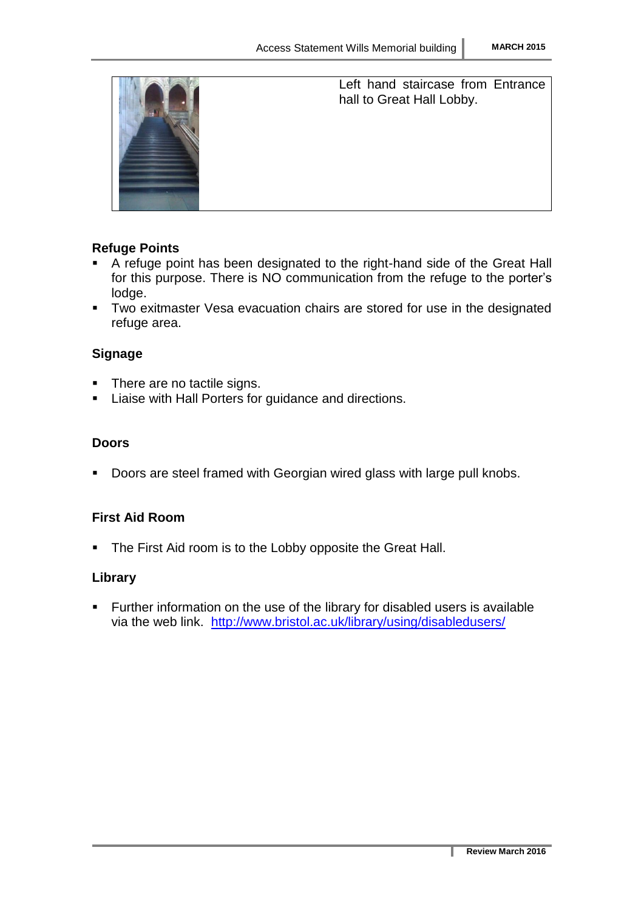Left hand staircase from Entrance hall to Great Hall Lobby.

**Refuge Points**

- A refuge point has been designated to the right-hand side of the Great Hall for this purpose. There is NO communication from the refuge to the porter's lodge.
- Two exitmaster Vesa evacuation chairs are stored for use in the designated refuge area.

**Signage**

- There are no tactile signs.
- Liaise with Hall Porters for guidance and directions.

**Doors**

- Doors are steel framed with Georgian wired glass with large pull knobs.

**First Aid Room**

- The First Aid room is to the Lobby opposite the Great Hall.

**Library**

- Further information on the use of the library for disabled users is available via the web link. http://www.bristol.ac.uk/library/using/disabledusers/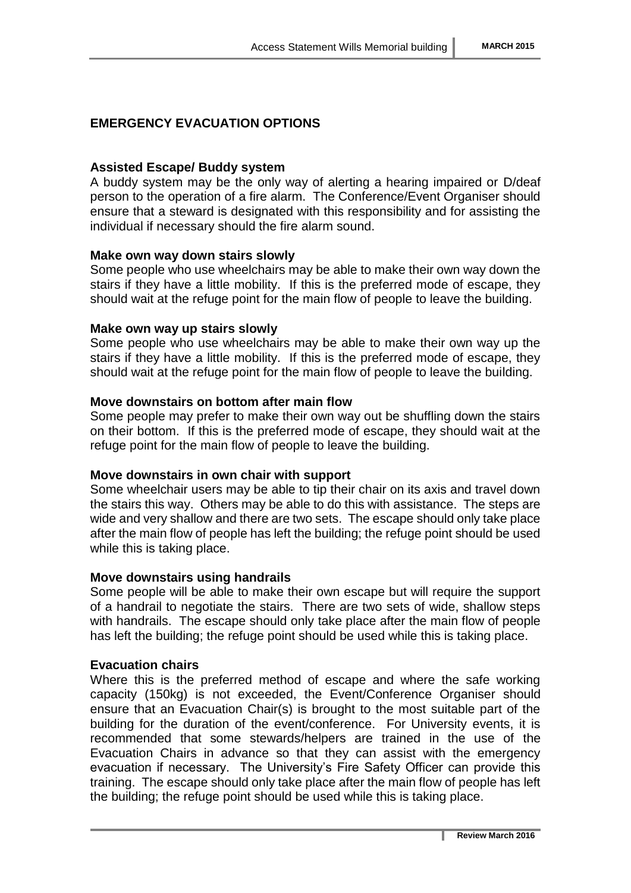## EMERGENCY EVACUATION OPTIONS

### Assisted Escape/ Buddy system

A buddy system may be the only way of alerting a hearing impaired or D/deaf person to the operation of a fire alarm. The Conference/Event Organiser should ensure that a steward is designated with this responsibility and for assisting the individual if necessary should the fire alarm sound.

### Make own way down stairs slowly

Some people who use wheelchairs may be able to make their own way down the stairs if they have a little mobility. If this is the preferred mode of escape, they should wait at the refuge point for the main flow of people to leave the building.

### Make own way up stairs slowly

Some people who use wheelchairs may be able to make their own way up the stairs if they have a little mobility. If this is the preferred mode of escape, they should wait at the refuge point for the main flow of people to leave the building.

### Move downstairs on bottom after main flow

Some people may prefer to make their own way out be shuffling down the stairs on their bottom. If this is the preferred mode of escape, they should wait at the refuge point for the main flow of people to leave the building.

### Move downstairs in own chair with support

Some wheelchair users may be able to tip their chair on its axis and travel down the stairs this way. Others may be able to do this with assistance. The steps are wide and very shallow and there are two sets. The escape should only take place after the main flow of people has left the building; the refuge point should be used while this is taking place.

### Move downstairs using handrails

Some people will be able to make their own escape but will require the support of a handrail to negotiate the stairs. There are two sets of wide, shallow steps with handrails. The escape should only take place after the main flow of people has left the building; the refuge point should be used while this is taking place.

### Evacuation chairs

Where this is the preferred method of escape and where the safe working capacity (150kg) is not exceeded, the Event/Conference Organiser should ensure that an Evacuation Chair(s) is brought to the most suitable part of the building for the duration of the event/conference. For University events, it is recommended that some stewards/helpers are trained in the use of the Evacuation Chairs in advance so that they can assist with the emergency evacuation if necessary. The University's Fire Safety Officer can provide this training. The escape should only take place after the main flow of people has left the building; the refuge point should be used while this is taking place.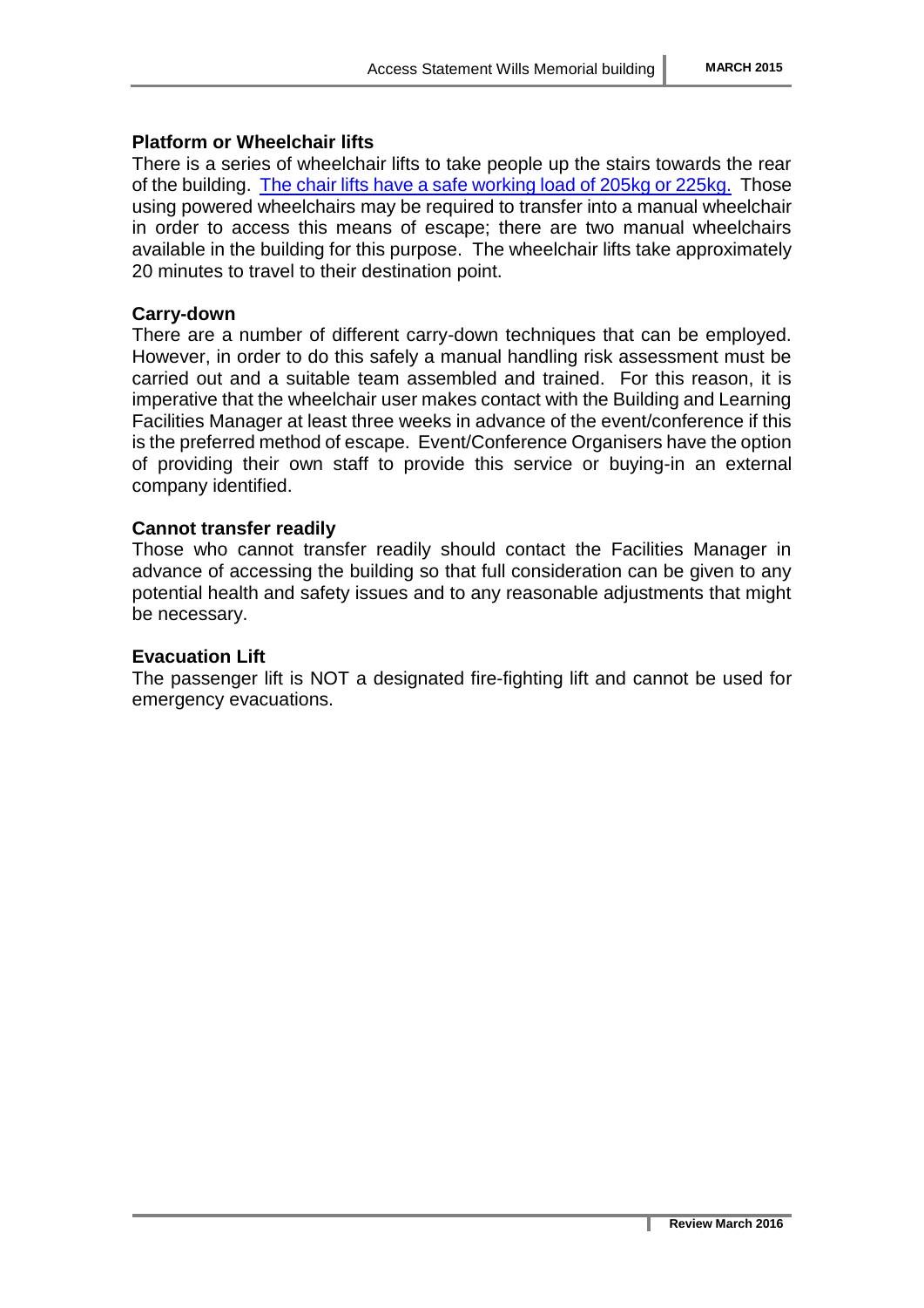### Platform or Wheelchair lifts

There is a series of wheelchair lifts to take people up the stairs towards the rear of the building. The chair lifts have a safe working load of 205kg or 225kg. Those using powered wheelchairs may be required to transfer into a manual wheelchair in order to access this means of escape; there are two manual wheelchairs available in the building for this purpose. The wheelchair lifts take approximately 20 minutes to travel to their destination point.

### Carry-down

There are a number of different carry-down techniques that can be employed. However, in order to do this safely a manual handling risk assessment must be carried out and a suitable team assembled and trained. For this reason, it is imperative that the wheelchair user makes contact with the Building and Learning Facilities Manager at least three weeks in advance of the event/conference if this is the preferred method of escape. Event/Conference Organisers have the option of providing their own staff to provide this service or buying-in an external company identified.

### Cannot transfer readily

Those who cannot transfer readily should contact the Facilities Manager in advance of accessing the building so that full consideration can be given to any potential health and safety issues and to any reasonable adjustments that might be necessary.

### Evacuation Lift

The passenger lift is NOT a designated fire-fighting lift and cannot be used for emergency evacuations.